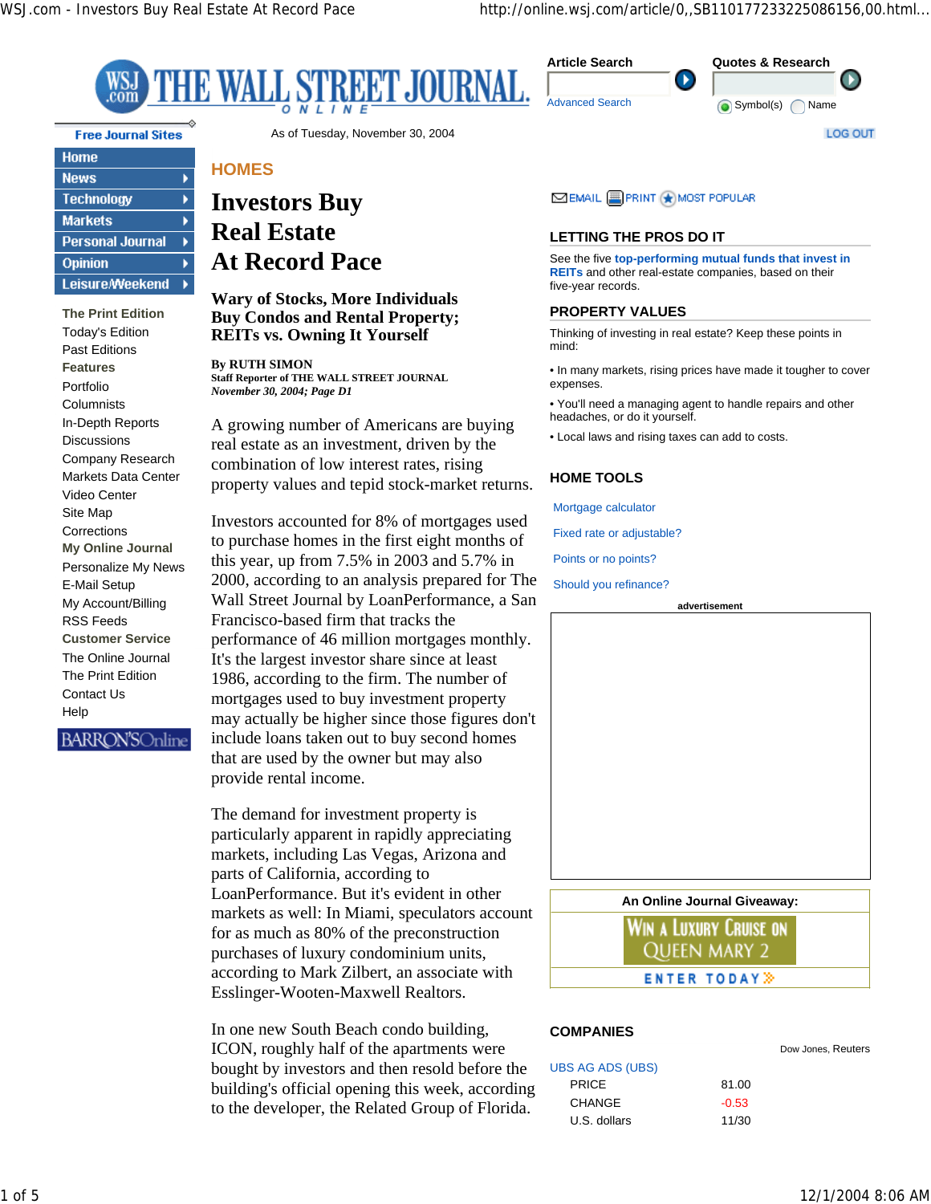As of Tuesday, November 30, 2004

HOMES

# Investors Buy Real Estate At Record Pace

## Wary of Stocks, More Individuals Buy Condos and Rental Property; REITs vs. Owning It Yourself

By RUTH SIMON
Staff Reporter of THE WALL STREET JOURNAL
*November 30, 2004; Page D1*

A growing number of Americans are buying real estate as an investment, driven by the combination of low interest rates, rising property values and tepid stock-market returns.

Investors accounted for 8% of mortgages used to purchase homes in the first eight months of this year, up from 7.5% in 2003 and 5.7% in 2000, according to an analysis prepared for The Wall Street Journal by LoanPerformance, a San Francisco-based firm that tracks the performance of 46 million mortgages monthly. It's the largest investor share since at least 1986, according to the firm. The number of mortgages used to buy investment property may actually be higher since those figures don't include loans taken out to buy second homes that are used by the owner but may also provide rental income.

The demand for investment property is particularly apparent in rapidly appreciating markets, including Las Vegas, Arizona and parts of California, according to LoanPerformance. But it's evident in other markets as well: In Miami, speculators account for as much as 80% of the preconstruction purchases of luxury condominium units, according to Mark Zilbert, an associate with Esslinger-Wooten-Maxwell Realtors.

In one new South Beach condo building, ICON, roughly half of the apartments were bought by investors and then resold before the building's official opening this week, according to the developer, the Related Group of Florida.

### LETTING THE PROS DO IT

See the five **top-performing mutual funds that invest in REITs** and other real-estate companies, based on their five-year records.

### PROPERTY VALUES

Thinking of investing in real estate? Keep these points in mind:

- In many markets, rising prices have made it tougher to cover expenses.
- You'll need a managing agent to handle repairs and other headaches, or do it yourself.
- Local laws and rising taxes can add to costs.

### HOME TOOLS

- Mortgage calculator
- Fixed rate or adjustable?
- Points or no points?
- Should you refinance?

### COMPANIES

Dow Jones, Reuters

UBS AG ADS (UBS)

| | |
|---|---|
| PRICE | 81.00 |
| CHANGE | -0.53 |
| U.S. dollars | 11/30 |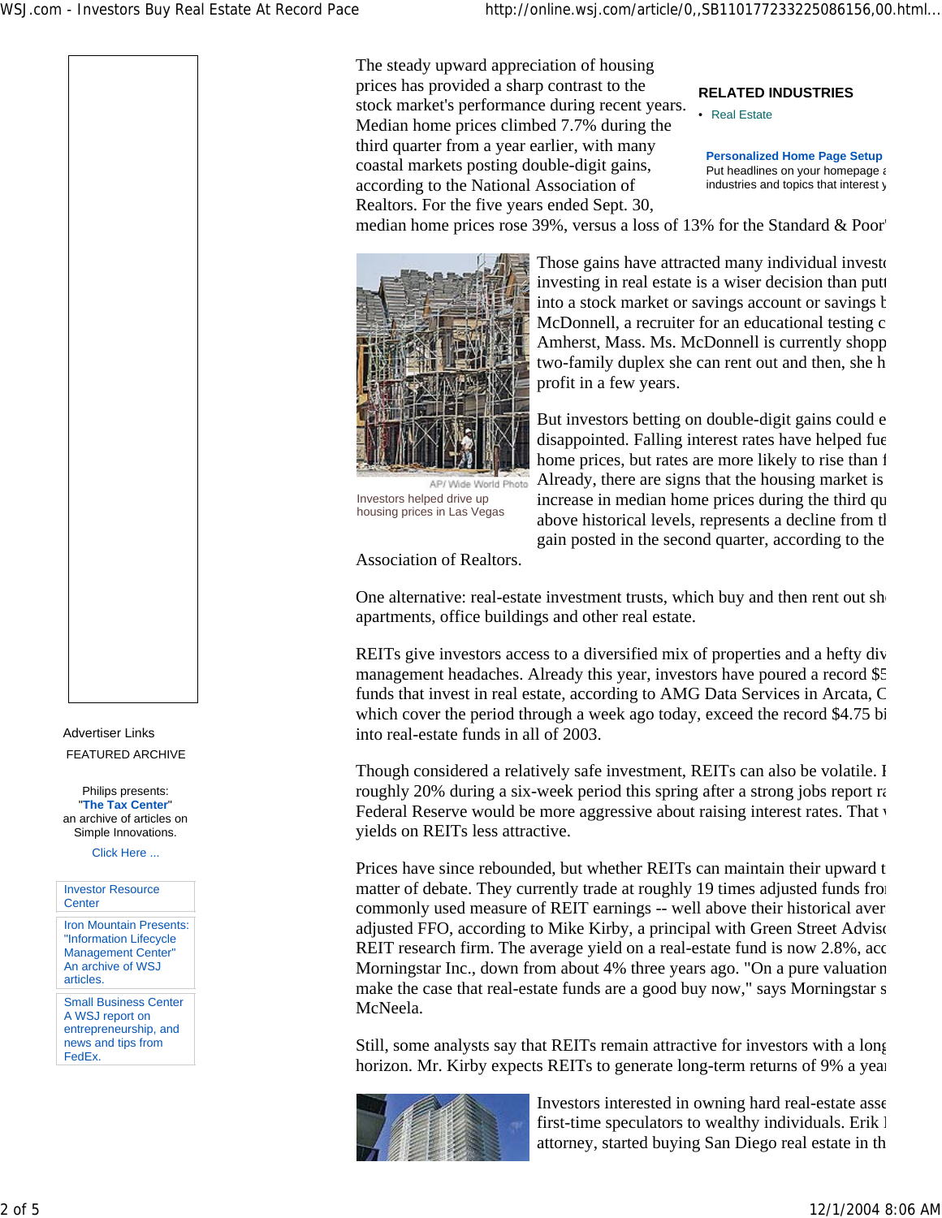The steady upward appreciation of housing prices has provided a sharp contrast to the stock market's performance during recent years. Median home prices climbed 7.7% during the third quarter from a year earlier, with many coastal markets posting double-digit gains, according to the National Association of Realtors. For the five years ended Sept. 30, median home prices rose 39%, versus a loss of 13% for the Standard & Poor'

**RELATED INDUSTRIES**

- Real Estate

**Personalized Home Page Setup**
Put headlines on your homepage a industries and topics that interest y

AP/ Wide World Photo

Investors helped drive up housing prices in Las Vegas

Those gains have attracted many individual investo investing in real estate is a wiser decision than putt into a stock market or savings account or savings b McDonnell, a recruiter for an educational testing c Amherst, Mass. Ms. McDonnell is currently shopp two-family duplex she can rent out and then, she h profit in a few years.

But investors betting on double-digit gains could e disappointed. Falling interest rates have helped fue home prices, but rates are more likely to rise than f Already, there are signs that the housing market is increase in median home prices during the third qu above historical levels, represents a decline from tl gain posted in the second quarter, according to the Association of Realtors.

One alternative: real-estate investment trusts, which buy and then rent out sh apartments, office buildings and other real estate.

REITs give investors access to a diversified mix of properties and a hefty div management headaches. Already this year, investors have poured a record $5 funds that invest in real estate, according to AMG Data Services in Arcata, C which cover the period through a week ago today, exceed the record $4.75 bi into real-estate funds in all of 2003.

Though considered a relatively safe investment, REITs can also be volatile. I roughly 20% during a six-week period this spring after a strong jobs report ra Federal Reserve would be more aggressive about raising interest rates. That v yields on REITs less attractive.

Prices have since rebounded, but whether REITs can maintain their upward t matter of debate. They currently trade at roughly 19 times adjusted funds fro commonly used measure of REIT earnings -- well above their historical aver adjusted FFO, according to Mike Kirby, a principal with Green Street Adviso REIT research firm. The average yield on a real-estate fund is now 2.8%, acc Morningstar Inc., down from about 4% three years ago. "On a pure valuation make the case that real-estate funds are a good buy now," says Morningstar s McNeela.

Still, some analysts say that REITs remain attractive for investors with a long horizon. Mr. Kirby expects REITs to generate long-term returns of 9% a yea

Investors interested in owning hard real-estate asse first-time speculators to wealthy individuals. Erik l attorney, started buying San Diego real estate in th

Advertiser Links

FEATURED ARCHIVE

Philips presents:
"**The Tax Center**"
an archive of articles on Simple Innovations.

Click Here ...

Investor Resource Center

Iron Mountain Presents: "Information Lifecycle Management Center" An archive of WSJ articles.

Small Business Center A WSJ report on entrepreneurship, and news and tips from FedEx.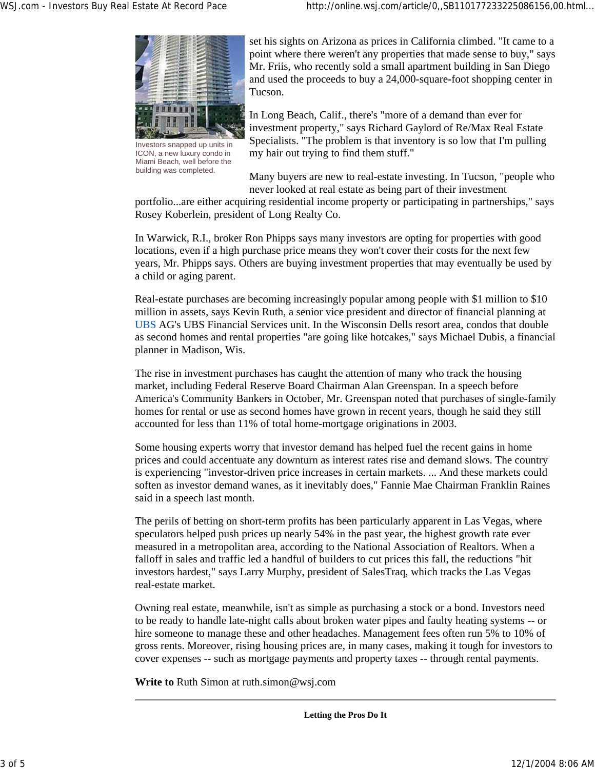Investors snapped up units in ICON, a new luxury condo in Miami Beach, well before the building was completed.

set his sights on Arizona as prices in California climbed. "It came to a point where there weren't any properties that made sense to buy," says Mr. Friis, who recently sold a small apartment building in San Diego and used the proceeds to buy a 24,000-square-foot shopping center in Tucson.

In Long Beach, Calif., there's "more of a demand than ever for investment property," says Richard Gaylord of Re/Max Real Estate Specialists. "The problem is that inventory is so low that I'm pulling my hair out trying to find them stuff."

Many buyers are new to real-estate investing. In Tucson, "people who never looked at real estate as being part of their investment portfolio...are either acquiring residential income property or participating in partnerships," says Rosey Koberlein, president of Long Realty Co.

In Warwick, R.I., broker Ron Phipps says many investors are opting for properties with good locations, even if a high purchase price means they won't cover their costs for the next few years, Mr. Phipps says. Others are buying investment properties that may eventually be used by a child or aging parent.

Real-estate purchases are becoming increasingly popular among people with $1 million to $10 million in assets, says Kevin Ruth, a senior vice president and director of financial planning at UBS AG's UBS Financial Services unit. In the Wisconsin Dells resort area, condos that double as second homes and rental properties "are going like hotcakes," says Michael Dubis, a financial planner in Madison, Wis.

The rise in investment purchases has caught the attention of many who track the housing market, including Federal Reserve Board Chairman Alan Greenspan. In a speech before America's Community Bankers in October, Mr. Greenspan noted that purchases of single-family homes for rental or use as second homes have grown in recent years, though he said they still accounted for less than 11% of total home-mortgage originations in 2003.

Some housing experts worry that investor demand has helped fuel the recent gains in home prices and could accentuate any downturn as interest rates rise and demand slows. The country is experiencing "investor-driven price increases in certain markets. ... And these markets could soften as investor demand wanes, as it inevitably does," Fannie Mae Chairman Franklin Raines said in a speech last month.

The perils of betting on short-term profits has been particularly apparent in Las Vegas, where speculators helped push prices up nearly 54% in the past year, the highest growth rate ever measured in a metropolitan area, according to the National Association of Realtors. When a falloff in sales and traffic led a handful of builders to cut prices this fall, the reductions "hit investors hardest," says Larry Murphy, president of SalesTraq, which tracks the Las Vegas real-estate market.

Owning real estate, meanwhile, isn't as simple as purchasing a stock or a bond. Investors need to be ready to handle late-night calls about broken water pipes and faulty heating systems -- or hire someone to manage these and other headaches. Management fees often run 5% to 10% of gross rents. Moreover, rising housing prices are, in many cases, making it tough for investors to cover expenses -- such as mortgage payments and property taxes -- through rental payments.

**Write to** Ruth Simon at ruth.simon@wsj.com

---

**Letting the Pros Do It**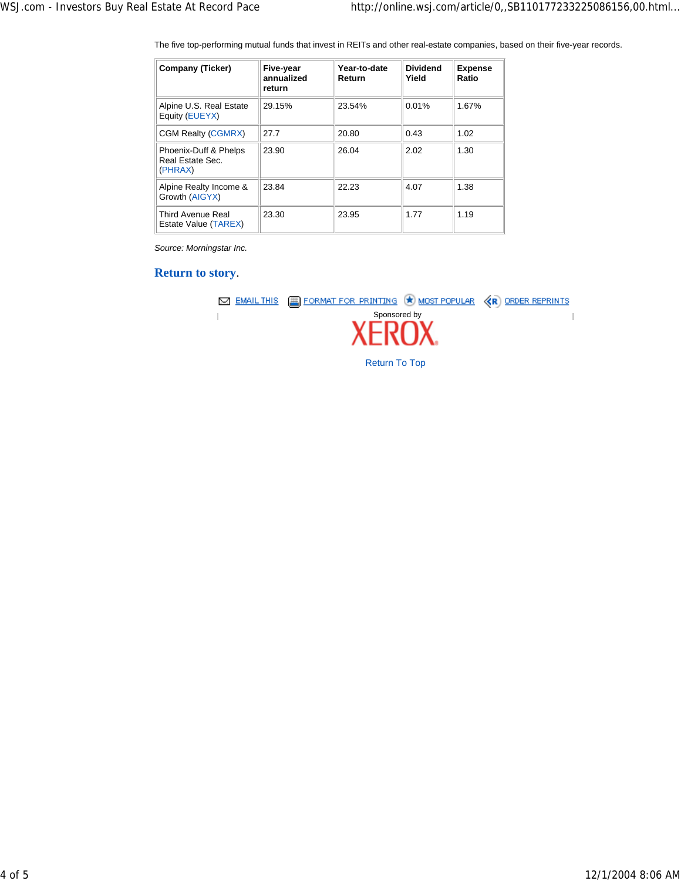The five top-performing mutual funds that invest in REITs and other real-estate companies, based on their five-year records.

| Company (Ticker) | Five-year annualized return | Year-to-date Return | Dividend Yield | Expense Ratio |
|---|---|---|---|---|
| Alpine U.S. Real Estate Equity (EUEYX) | 29.15% | 23.54% | 0.01% | 1.67% |
| CGM Realty (CGMRX) | 27.7 | 20.80 | 0.43 | 1.02 |
| Phoenix-Duff & Phelps Real Estate Sec. (PHRAX) | 23.90 | 26.04 | 2.02 | 1.30 |
| Alpine Realty Income & Growth (AIGYX) | 23.84 | 22.23 | 4.07 | 1.38 |
| Third Avenue Real Estate Value (TAREX) | 23.30 | 23.95 | 1.77 | 1.19 |

*Source: Morningstar Inc.*

**Return to story**.

EMAIL THIS | FORMAT FOR PRINTING | MOST POPULAR | ORDER REPRINTS

Sponsored by XEROX

Return To Top